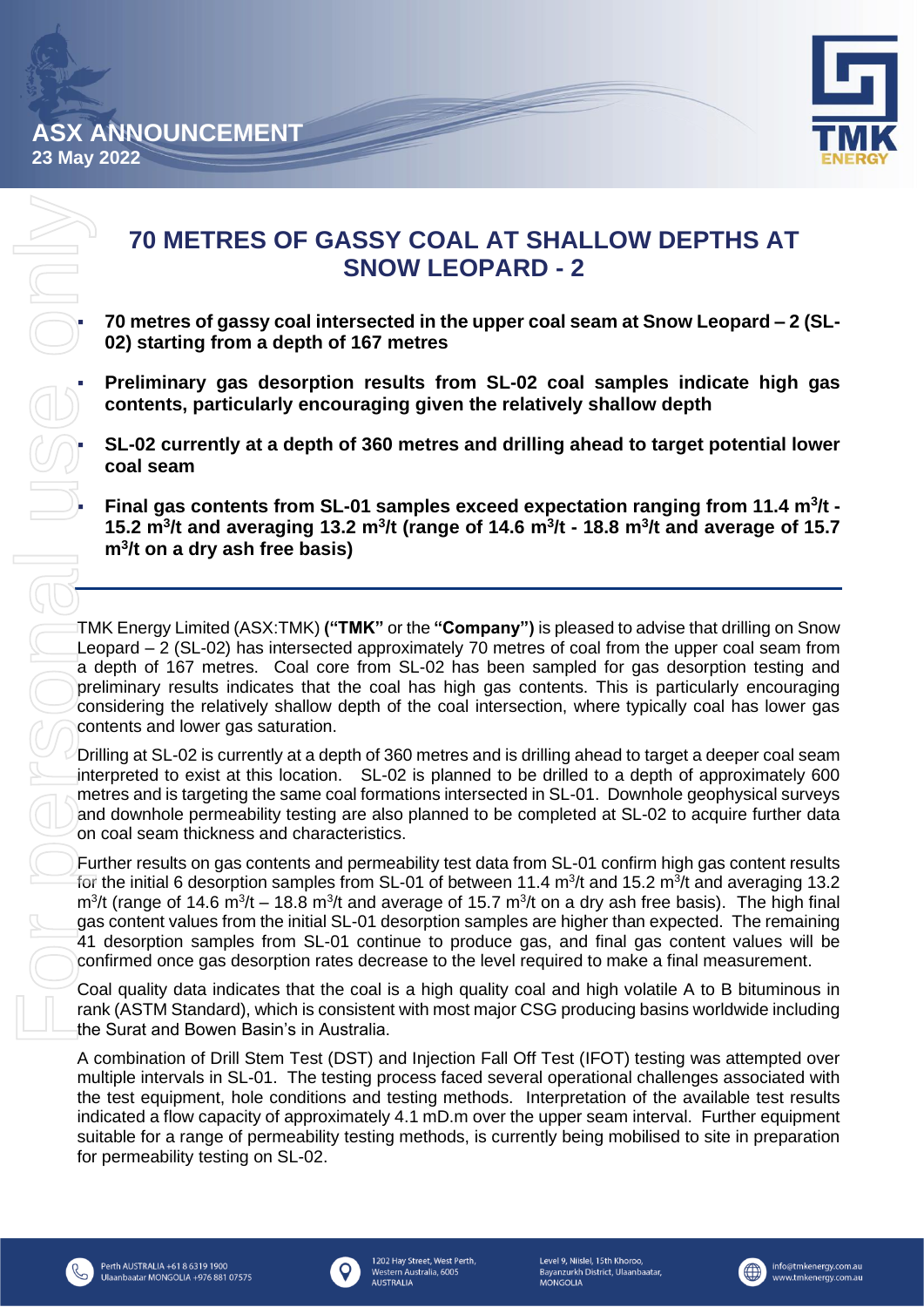ASX ANNOUNCEMENT
23 May 2022

# 70 METRES OF GASSY COAL AT SHALLOW DEPTHS AT SNOW LEOPARD - 2

- **70 metres of gassy coal intersected in the upper coal seam at Snow Leopard – 2 (SL-02) starting from a depth of 167 metres**
- **Preliminary gas desorption results from SL-02 coal samples indicate high gas contents, particularly encouraging given the relatively shallow depth**
- **SL-02 currently at a depth of 360 metres and drilling ahead to target potential lower coal seam**
- **Final gas contents from SL-01 samples exceed expectation ranging from 11.4 $m^3/t$ - 15.2 $m^3/t$ and averaging 13.2 $m^3/t$ (range of 14.6 $m^3/t$ - 18.8 $m^3/t$ and average of 15.7 $m^3/t$ on a dry ash free basis)**

---

TMK Energy Limited (ASX:TMK) **("TMK"** or the **"Company")** is pleased to advise that drilling on Snow Leopard – 2 (SL-02) has intersected approximately 70 metres of coal from the upper coal seam from a depth of 167 metres. Coal core from SL-02 has been sampled for gas desorption testing and preliminary results indicates that the coal has high gas contents. This is particularly encouraging considering the relatively shallow depth of the coal intersection, where typically coal has lower gas contents and lower gas saturation.

Drilling at SL-02 is currently at a depth of 360 metres and is drilling ahead to target a deeper coal seam interpreted to exist at this location. SL-02 is planned to be drilled to a depth of approximately 600 metres and is targeting the same coal formations intersected in SL-01. Downhole geophysical surveys and downhole permeability testing are also planned to be completed at SL-02 to acquire further data on coal seam thickness and characteristics.

Further results on gas contents and permeability test data from SL-01 confirm high gas content results for the initial 6 desorption samples from SL-01 of between 11.4 $m^3/t$ and 15.2 $m^3/t$ and averaging 13.2 $m^3/t$ (range of 14.6 $m^3/t$ – 18.8 $m^3/t$ and average of 15.7 $m^3/t$ on a dry ash free basis). The high final gas content values from the initial SL-01 desorption samples are higher than expected. The remaining 41 desorption samples from SL-01 continue to produce gas, and final gas content values will be confirmed once gas desorption rates decrease to the level required to make a final measurement.

Coal quality data indicates that the coal is a high quality coal and high volatile A to B bituminous in rank (ASTM Standard), which is consistent with most major CSG producing basins worldwide including the Surat and Bowen Basin's in Australia.

A combination of Drill Stem Test (DST) and Injection Fall Off Test (IFOT) testing was attempted over multiple intervals in SL-01. The testing process faced several operational challenges associated with the test equipment, hole conditions and testing methods. Interpretation of the available test results indicated a flow capacity of approximately 4.1 mD.m over the upper seam interval. Further equipment suitable for a range of permeability testing methods, is currently being mobilised to site in preparation for permeability testing on SL-02.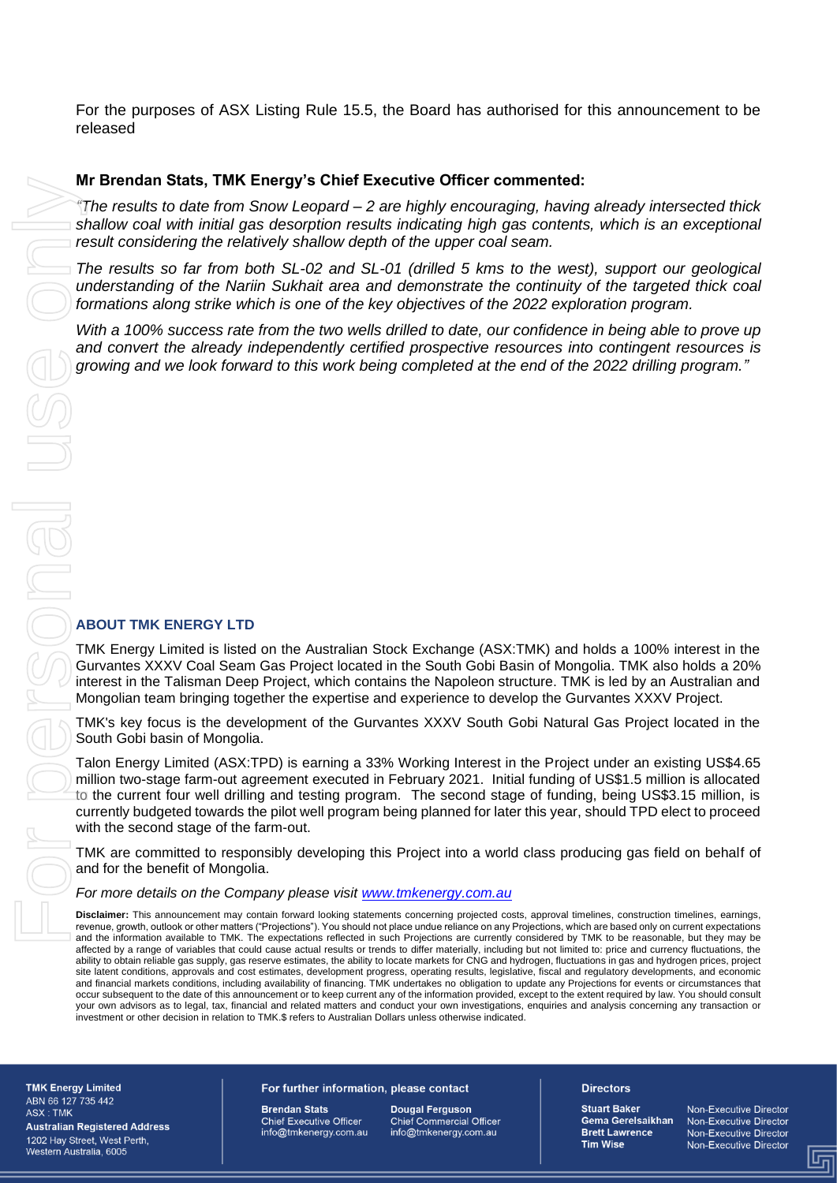For the purposes of ASX Listing Rule 15.5, the Board has authorised for this announcement to be released

**Mr Brendan Stats, TMK Energy's Chief Executive Officer commented:**

*"The results to date from Snow Leopard – 2 are highly encouraging, having already intersected thick shallow coal with initial gas desorption results indicating high gas contents, which is an exceptional result considering the relatively shallow depth of the upper coal seam.*

*The results so far from both SL-02 and SL-01 (drilled 5 kms to the west), support our geological understanding of the Nariin Sukhait area and demonstrate the continuity of the targeted thick coal formations along strike which is one of the key objectives of the 2022 exploration program.*

*With a 100% success rate from the two wells drilled to date, our confidence in being able to prove up and convert the already independently certified prospective resources into contingent resources is growing and we look forward to this work being completed at the end of the 2022 drilling program."*

## ABOUT TMK ENERGY LTD

TMK Energy Limited is listed on the Australian Stock Exchange (ASX:TMK) and holds a 100% interest in the Gurvantes XXXV Coal Seam Gas Project located in the South Gobi Basin of Mongolia. TMK also holds a 20% interest in the Talisman Deep Project, which contains the Napoleon structure. TMK is led by an Australian and Mongolian team bringing together the expertise and experience to develop the Gurvantes XXXV Project.

TMK's key focus is the development of the Gurvantes XXXV South Gobi Natural Gas Project located in the South Gobi basin of Mongolia.

Talon Energy Limited (ASX:TPD) is earning a 33% Working Interest in the Project under an existing US$4.65 million two-stage farm-out agreement executed in February 2021. Initial funding of US$1.5 million is allocated to the current four well drilling and testing program. The second stage of funding, being US$3.15 million, is currently budgeted towards the pilot well program being planned for later this year, should TPD elect to proceed with the second stage of the farm-out.

TMK are committed to responsibly developing this Project into a world class producing gas field on behalf of and for the benefit of Mongolia.

*For more details on the Company please visit www.tmkenergy.com.au*

**Disclaimer:** This announcement may contain forward looking statements concerning projected costs, approval timelines, construction timelines, earnings, revenue, growth, outlook or other matters ("Projections"). You should not place undue reliance on any Projections, which are based only on current expectations and the information available to TMK. The expectations reflected in such Projections are currently considered by TMK to be reasonable, but they may be affected by a range of variables that could cause actual results or trends to differ materially, including but not limited to: price and currency fluctuations, the ability to obtain reliable gas supply, gas reserve estimates, the ability to locate markets for CNG and hydrogen, fluctuations in gas and hydrogen prices, project site latent conditions, approvals and cost estimates, development progress, operating results, legislative, fiscal and regulatory developments, and economic and financial markets conditions, including availability of financing. TMK undertakes no obligation to update any Projections for events or circumstances that occur subsequent to the date of this announcement or to keep current any of the information provided, except to the extent required by law. You should consult your own advisors as to legal, tax, financial and related matters and conduct your own investigations, enquiries and analysis concerning any transaction or investment or other decision in relation to TMK.$ refers to Australian Dollars unless otherwise indicated.

**TMK Energy Limited**
ABN 66 127 735 442
ASX : TMK
**Australian Registered Address**
1202 Hay Street, West Perth,
Western Australia, 6005

**For further information, please contact**

**Brendan Stats**
Chief Executive Officer
info@tmkenergy.com.au

**Dougal Ferguson**
Chief Commercial Officer
info@tmkenergy.com.au

**Directors**

| | |
|---|---|
| **Stuart Baker** | Non-Executive Director |
| **Gema Gerelsaikhan** | Non-Executive Director |
| **Brett Lawrence** | Non-Executive Director |
| **Tim Wise** | Non-Executive Director |